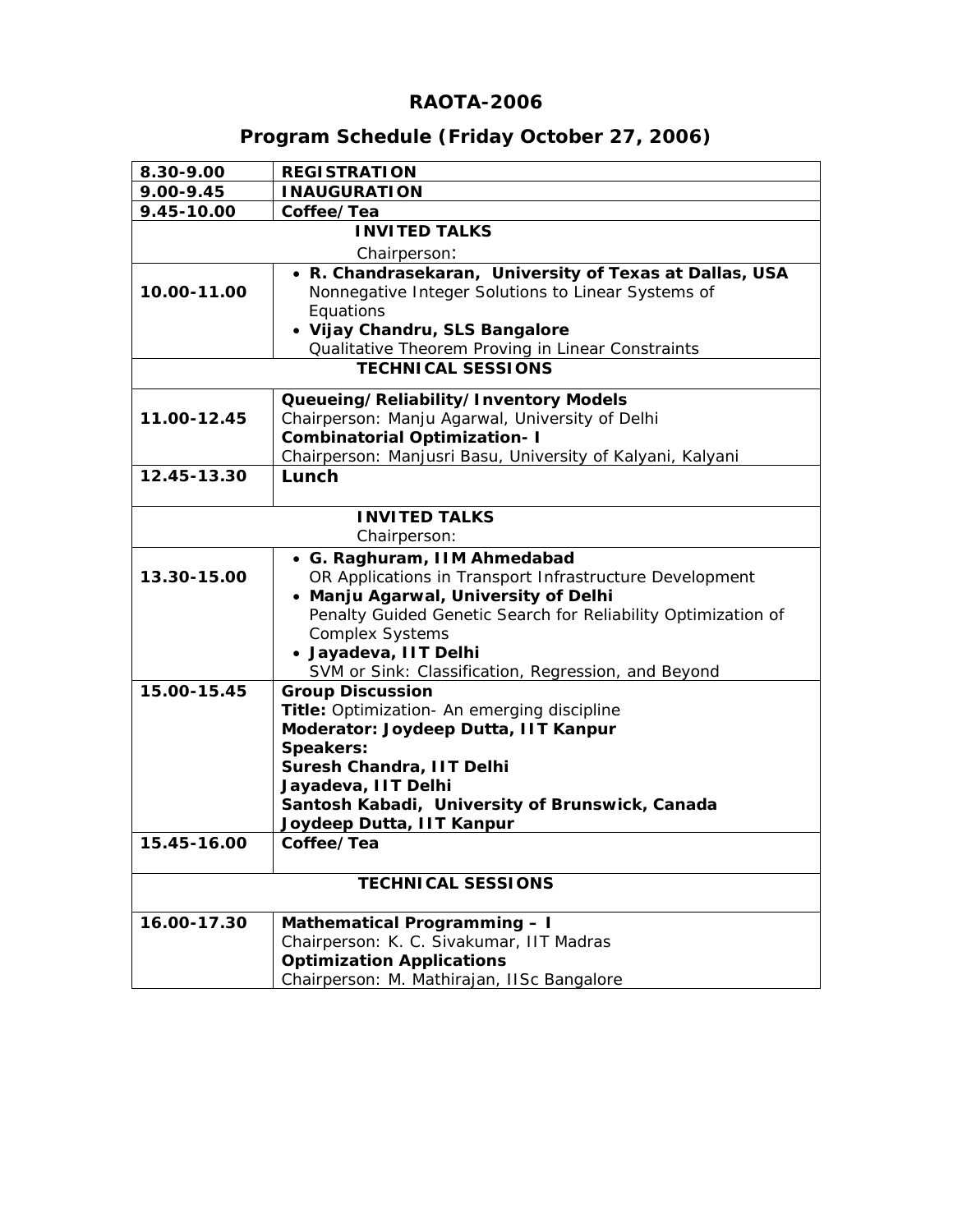# RAOTA-2006

## Program Schedule (Friday October 27, 2006)

| | |
|---|---|
| **8.30-9.00** | **REGISTRATION** |
| **9.00-9.45** | **INAUGURATION** |
| **9.45-10.00** | **Coffee/Tea** |
| **INVITED TALKS**<br>Chairperson: | |
| **10.00-11.00** | • **R. Chandrasekaran, University of Texas at Dallas, USA**<br>Nonnegative Integer Solutions to Linear Systems of Equations<br>• **Vijay Chandru, SLS Bangalore**<br>Qualitative Theorem Proving in Linear Constraints |
| **TECHNICAL SESSIONS** | |
| **11.00-12.45** | **Queueing/Reliability/Inventory Models**<br>Chairperson: Manju Agarwal, University of Delhi<br>**Combinatorial Optimization- I**<br>Chairperson: Manjusri Basu, University of Kalyani, Kalyani |
| **12.45-13.30** | **Lunch** |
| **INVITED TALKS**<br>Chairperson: | |
| **13.30-15.00** | • **G. Raghuram, IIM Ahmedabad**<br>OR Applications in Transport Infrastructure Development<br>• **Manju Agarwal, University of Delhi**<br>Penalty Guided Genetic Search for Reliability Optimization of Complex Systems<br>• **Jayadeva, IIT Delhi**<br>SVM or Sink: Classification, Regression, and Beyond |
| **15.00-15.45** | **Group Discussion**<br>**Title:** Optimization- An emerging discipline<br>**Moderator: Joydeep Dutta, IIT Kanpur**<br>**Speakers:**<br>**Suresh Chandra, IIT Delhi**<br>**Jayadeva, IIT Delhi**<br>**Santosh Kabadi, University of Brunswick, Canada**<br>**Joydeep Dutta, IIT Kanpur** |
| **15.45-16.00** | **Coffee/Tea** |
| **TECHNICAL SESSIONS** | |
| **16.00-17.30** | **Mathematical Programming – I**<br>Chairperson: K. C. Sivakumar, IIT Madras<br>**Optimization Applications**<br>Chairperson: M. Mathirajan, IISc Bangalore |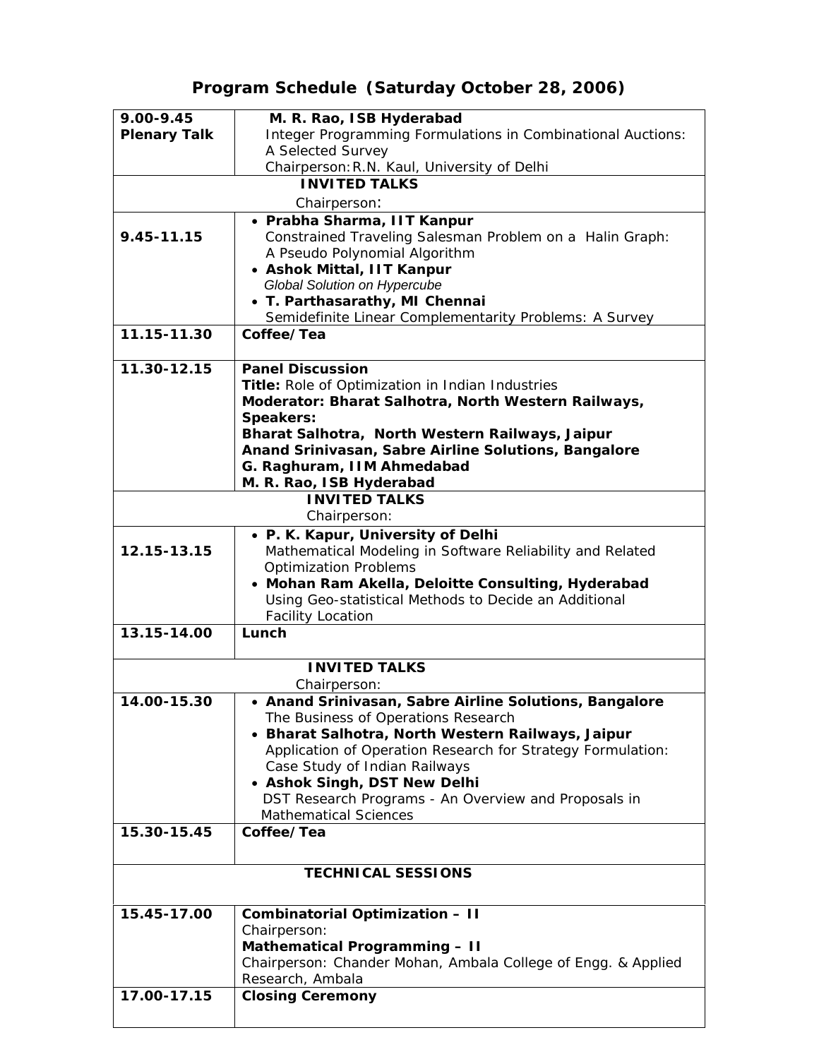## Program Schedule (Saturday October 28, 2006)

| | |
|---|---|
| **9.00-9.45 Plenary Talk** | **M. R. Rao, ISB Hyderabad**<br>Integer Programming Formulations in Combinational Auctions: A Selected Survey<br>Chairperson: R.N. Kaul, University of Delhi |
| **INVITED TALKS**<br>Chairperson: | |
| **9.45-11.15** | • **Prabha Sharma, IIT Kanpur**<br>Constrained Traveling Salesman Problem on a Halin Graph: A Pseudo Polynomial Algorithm<br>• **Ashok Mittal, IIT Kanpur**<br>*Global Solution on Hypercube*<br>• **T. Parthasarathy, MI Chennai**<br>Semidefinite Linear Complementarity Problems: A Survey |
| **11.15-11.30** | **Coffee/Tea** |
| **11.30-12.15** | **Panel Discussion**<br>**Title:** Role of Optimization in Indian Industries<br>**Moderator: Bharat Salhotra, North Western Railways,**<br>**Speakers:**<br>**Bharat Salhotra, North Western Railways, Jaipur**<br>**Anand Srinivasan, Sabre Airline Solutions, Bangalore**<br>**G. Raghuram, IIM Ahmedabad**<br>**M. R. Rao, ISB Hyderabad** |
| **INVITED TALKS**<br>Chairperson: | |
| **12.15-13.15** | • **P. K. Kapur, University of Delhi**<br>Mathematical Modeling in Software Reliability and Related Optimization Problems<br>• **Mohan Ram Akella, Deloitte Consulting, Hyderabad**<br>Using Geo-statistical Methods to Decide an Additional Facility Location |
| **13.15-14.00** | **Lunch** |
| **INVITED TALKS**<br>Chairperson: | |
| **14.00-15.30** | • **Anand Srinivasan, Sabre Airline Solutions, Bangalore**<br>The Business of Operations Research<br>• **Bharat Salhotra, North Western Railways, Jaipur**<br>Application of Operation Research for Strategy Formulation: Case Study of Indian Railways<br>• **Ashok Singh, DST New Delhi**<br>DST Research Programs - An Overview and Proposals in Mathematical Sciences |
| **15.30-15.45** | **Coffee/Tea** |
| **TECHNICAL SESSIONS** | |
| **15.45-17.00** | **Combinatorial Optimization – II**<br>Chairperson:<br>**Mathematical Programming – II**<br>Chairperson: Chander Mohan, Ambala College of Engg. & Applied Research, Ambala |
| **17.00-17.15** | **Closing Ceremony** |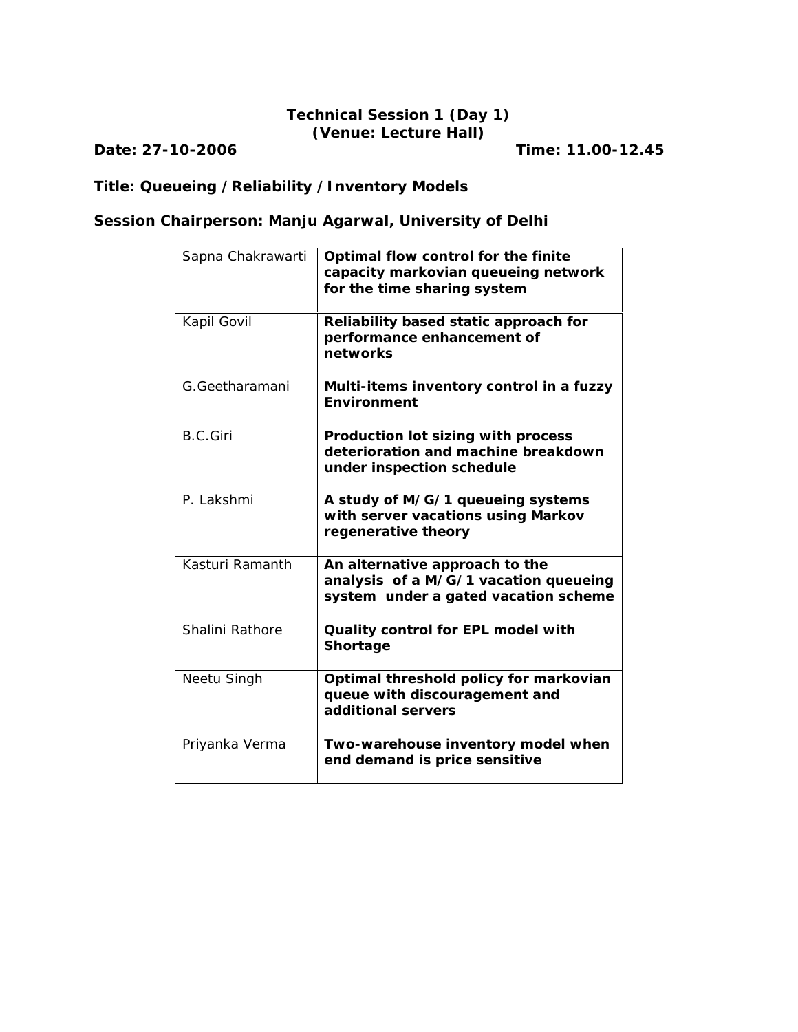**Technical Session 1 (Day 1)**
**(Venue: Lecture Hall)**

**Date: 27-10-2006** **Time: 11.00-12.45**

**Title: Queueing /Reliability /Inventory Models**

**Session Chairperson: Manju Agarwal, University of Delhi**

| | |
|---|---|
| Sapna Chakrawarti | **Optimal flow control for the finite capacity markovian queueing network for the time sharing system** |
| Kapil Govil | **Reliability based static approach for performance enhancement of networks** |
| G.Geetharamani | **Multi-items inventory control in a fuzzy Environment** |
| B.C.Giri | **Production lot sizing with process deterioration and machine breakdown under inspection schedule** |
| P. Lakshmi | **A study of M/G/1 queueing systems with server vacations using Markov regenerative theory** |
| Kasturi Ramanth | **An alternative approach to the analysis of a M/G/1 vacation queueing system under a gated vacation scheme** |
| Shalini Rathore | **Quality control for EPL model with Shortage** |
| Neetu Singh | **Optimal threshold policy for markovian queue with discouragement and additional servers** |
| Priyanka Verma | **Two-warehouse inventory model when end demand is price sensitive** |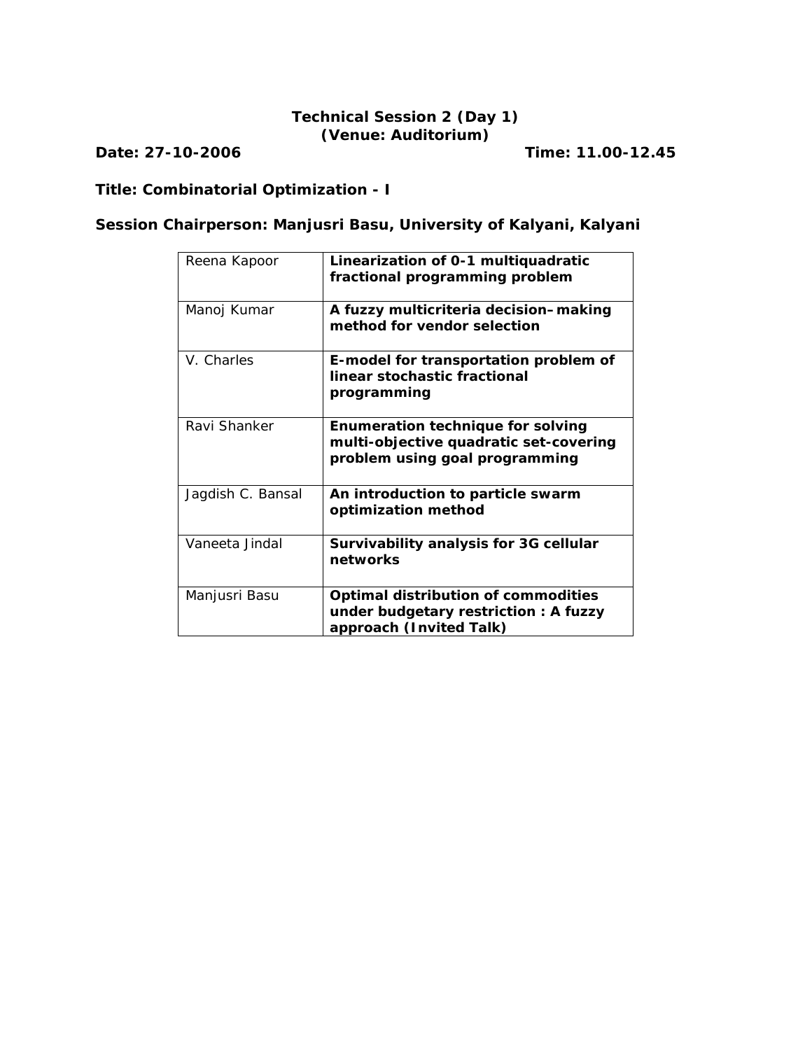**Technical Session 2 (Day 1)**
**(Venue: Auditorium)**

**Date: 27-10-2006** **Time: 11.00-12.45**

**Title: Combinatorial Optimization - I**

**Session Chairperson: Manjusri Basu, University of Kalyani, Kalyani**

| | |
|---|---|
| Reena Kapoor | **Linearization of 0-1 multiquadratic fractional programming problem** |
| Manoj Kumar | **A fuzzy multicriteria decision–making method for vendor selection** |
| V. Charles | **E-model for transportation problem of linear stochastic fractional programming** |
| Ravi Shanker | **Enumeration technique for solving multi-objective quadratic set-covering problem using goal programming** |
| Jagdish C. Bansal | **An introduction to particle swarm optimization method** |
| Vaneeta Jindal | **Survivability analysis for 3G cellular networks** |
| Manjusri Basu | **Optimal distribution of commodities under budgetary restriction : A fuzzy approach (Invited Talk)** |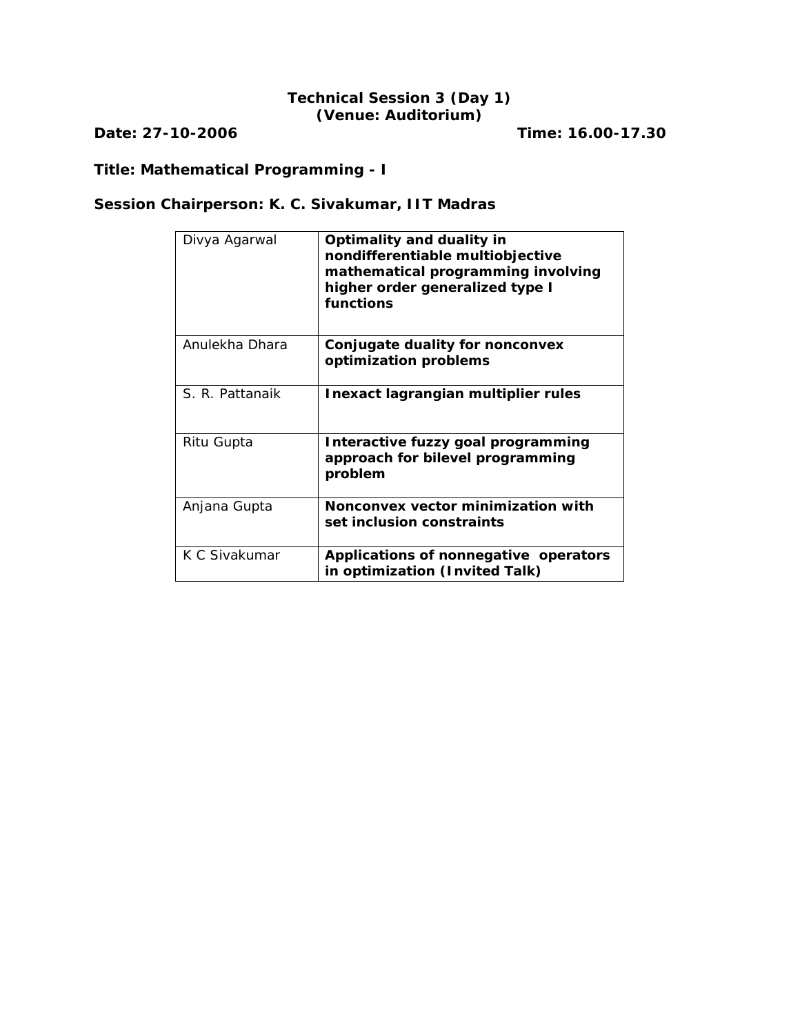## Technical Session 3 (Day 1)
## (Venue: Auditorium)

**Date: 27-10-2006** **Time: 16.00-17.30**

**Title: Mathematical Programming - I**

**Session Chairperson: K. C. Sivakumar, IIT Madras**

| | |
|---|---|
| Divya Agarwal | **Optimality and duality in nondifferentiable multiobjective mathematical programming involving higher order generalized type I functions** |
| Anulekha Dhara | **Conjugate duality for nonconvex optimization problems** |
| S. R. Pattanaik | **Inexact lagrangian multiplier rules** |
| Ritu Gupta | **Interactive fuzzy goal programming approach for bilevel programming problem** |
| Anjana Gupta | **Nonconvex vector minimization with set inclusion constraints** |
| K C Sivakumar | **Applications of nonnegative operators in optimization (Invited Talk)** |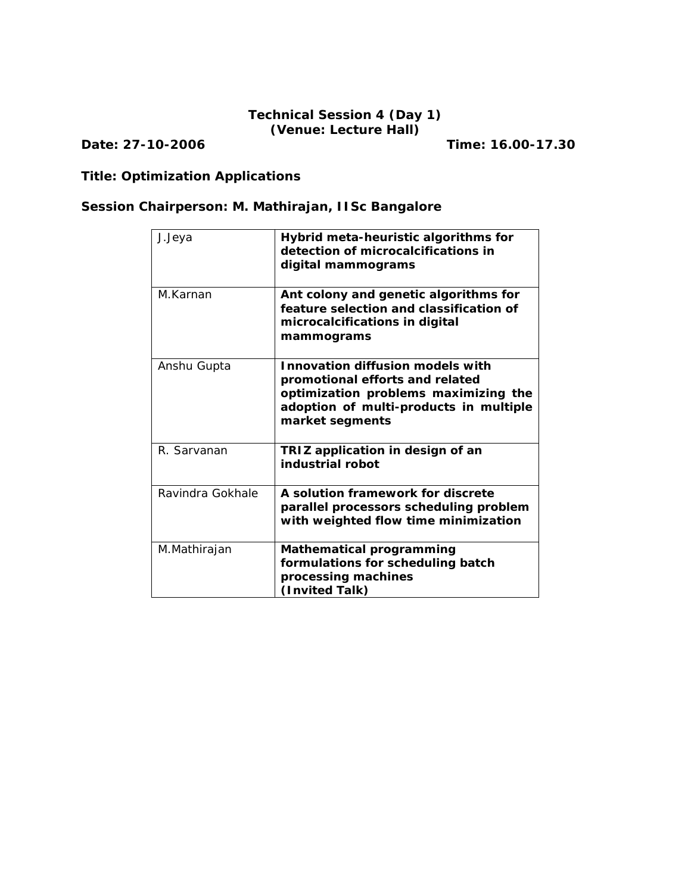**Technical Session 4 (Day 1)**
**(Venue: Lecture Hall)**

**Date: 27-10-2006** **Time: 16.00-17.30**

**Title: Optimization Applications**

**Session Chairperson: M. Mathirajan, IISc Bangalore**

| | |
|---|---|
| J.Jeya | **Hybrid meta-heuristic algorithms for detection of microcalcifications in digital mammograms** |
| M.Karnan | **Ant colony and genetic algorithms for feature selection and classification of microcalcifications in digital mammograms** |
| Anshu Gupta | **Innovation diffusion models with promotional efforts and related optimization problems maximizing the adoption of multi-products in multiple market segments** |
| R. Sarvanan | **TRIZ application in design of an industrial robot** |
| Ravindra Gokhale | **A solution framework for discrete parallel processors scheduling problem with weighted flow time minimization** |
| M.Mathirajan | **Mathematical programming formulations for scheduling batch processing machines (Invited Talk)** |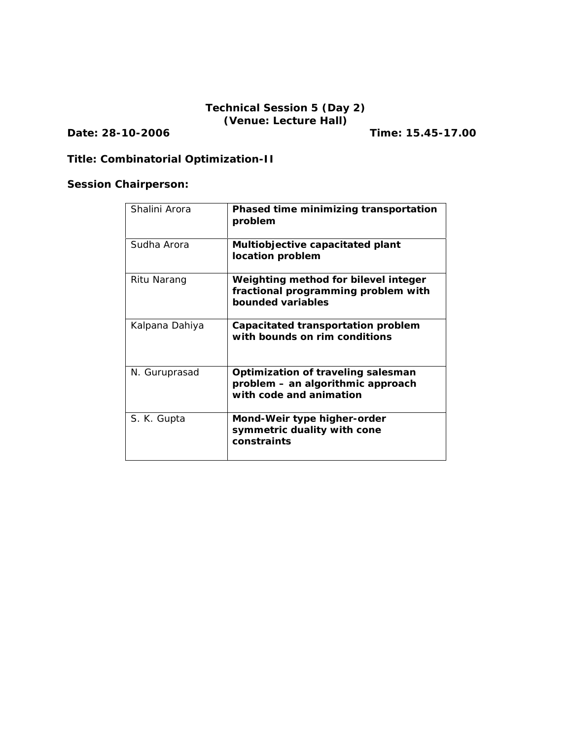**Technical Session 5 (Day 2)**
**(Venue: Lecture Hall)**

**Date: 28-10-2006** **Time: 15.45-17.00**

**Title: Combinatorial Optimization-II**

**Session Chairperson:**

| | |
|---|---|
| Shalini Arora | **Phased time minimizing transportation problem** |
| Sudha Arora | **Multiobjective capacitated plant location problem** |
| Ritu Narang | **Weighting method for bilevel integer fractional programming problem with bounded variables** |
| Kalpana Dahiya | **Capacitated transportation problem with bounds on rim conditions** |
| N. Guruprasad | **Optimization of traveling salesman problem – an algorithmic approach with code and animation** |
| S. K. Gupta | **Mond-Weir type higher-order symmetric duality with cone constraints** |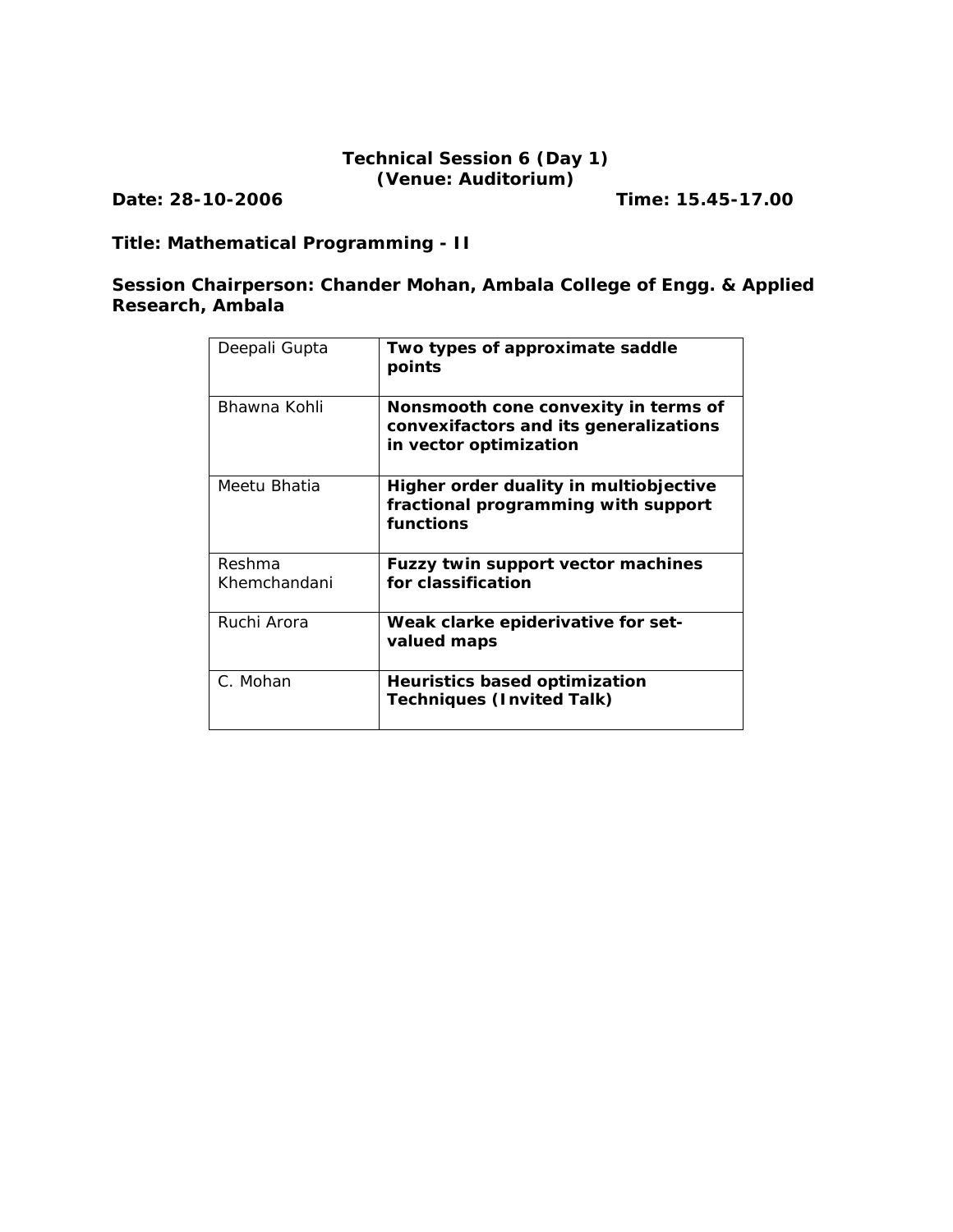**Technical Session 6 (Day 1)**
**(Venue: Auditorium)**

**Date: 28-10-2006** **Time: 15.45-17.00**

**Title: Mathematical Programming - II**

**Session Chairperson: Chander Mohan, Ambala College of Engg. & Applied Research, Ambala**

| | |
|---|---|
| Deepali Gupta | **Two types of approximate saddle points** |
| Bhawna Kohli | **Nonsmooth cone convexity in terms of convexifactors and its generalizations in vector optimization** |
| Meetu Bhatia | **Higher order duality in multiobjective fractional programming with support functions** |
| Reshma Khemchandani | **Fuzzy twin support vector machines for classification** |
| Ruchi Arora | **Weak clarke epiderivative for set-valued maps** |
| C. Mohan | **Heuristics based optimization Techniques (Invited Talk)** |